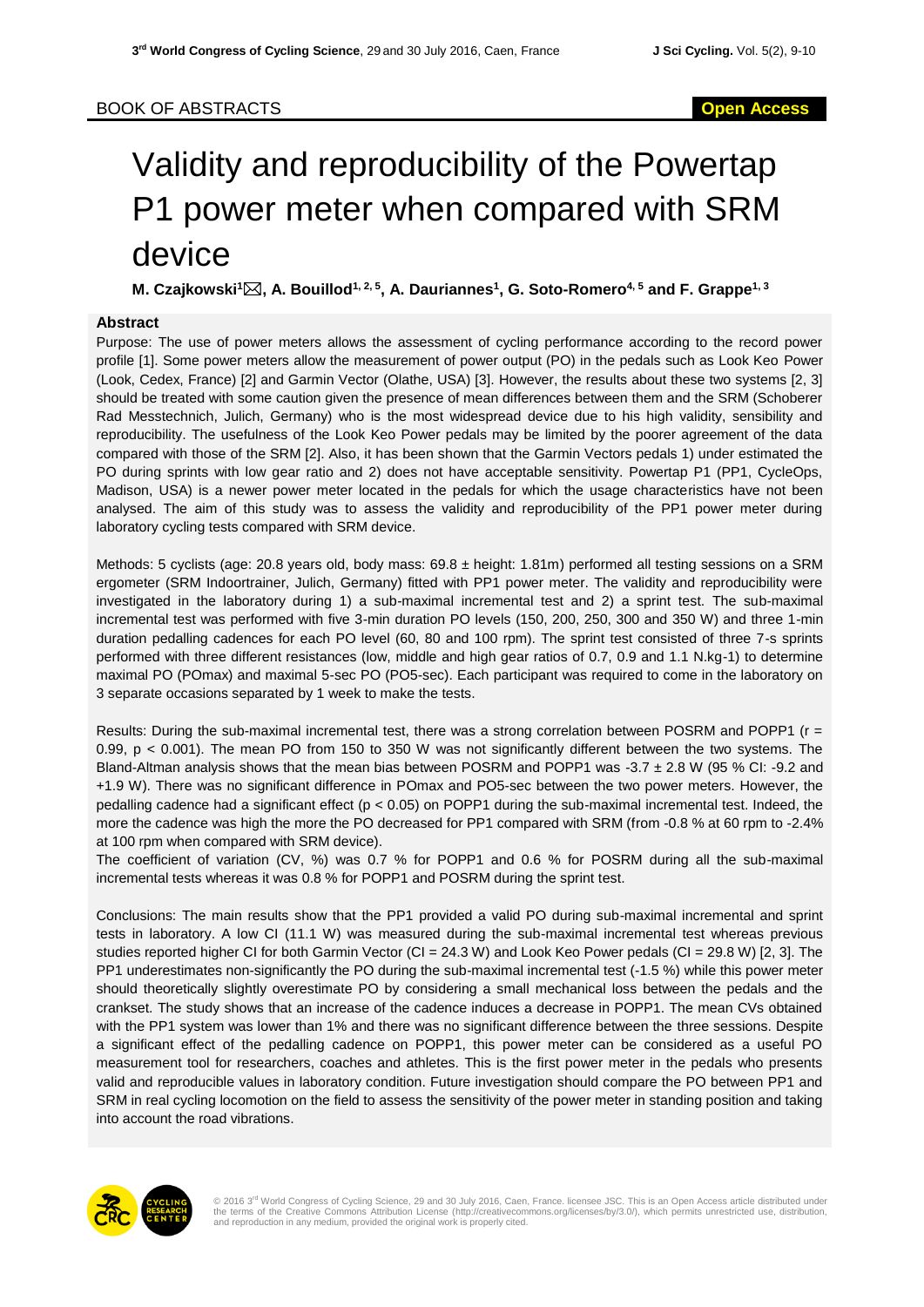BOOK OF ABSTRACTS

**Open Access**

# Validity and reproducibility of the Powertap P1 power meter when compared with SRM device

**M. Czajkowski[1]✉, A. Bouillod[1, 2, 5], A. Dauriannes[1], G. Soto-Romero[4, 5] and F. Grappe[1, 3]**

## Abstract

Purpose: The use of power meters allows the assessment of cycling performance according to the record power profile [1]. Some power meters allow the measurement of power output (PO) in the pedals such as Look Keo Power (Look, Cedex, France) [2] and Garmin Vector (Olathe, USA) [3]. However, the results about these two systems [2, 3] should be treated with some caution given the presence of mean differences between them and the SRM (Schoberer Rad Messtechnich, Julich, Germany) who is the most widespread device due to his high validity, sensibility and reproducibility. The usefulness of the Look Keo Power pedals may be limited by the poorer agreement of the data compared with those of the SRM [2]. Also, it has been shown that the Garmin Vectors pedals 1) under estimated the PO during sprints with low gear ratio and 2) does not have acceptable sensitivity. Powertap P1 (PP1, CycleOps, Madison, USA) is a newer power meter located in the pedals for which the usage characteristics have not been analysed. The aim of this study was to assess the validity and reproducibility of the PP1 power meter during laboratory cycling tests compared with SRM device.

Methods: 5 cyclists (age: 20.8 years old, body mass: 69.8 ± height: 1.81m) performed all testing sessions on a SRM ergometer (SRM Indoortrainer, Julich, Germany) fitted with PP1 power meter. The validity and reproducibility were investigated in the laboratory during 1) a sub-maximal incremental test and 2) a sprint test. The sub-maximal incremental test was performed with five 3-min duration PO levels (150, 200, 250, 300 and 350 W) and three 1-min duration pedalling cadences for each PO level (60, 80 and 100 rpm). The sprint test consisted of three 7-s sprints performed with three different resistances (low, middle and high gear ratios of 0.7, 0.9 and 1.1 N.kg-1) to determine maximal PO (POmax) and maximal 5-sec PO (PO5-sec). Each participant was required to come in the laboratory on 3 separate occasions separated by 1 week to make the tests.

Results: During the sub-maximal incremental test, there was a strong correlation between POSRM and POPP1 ($r = 0.99$, $p < 0.001$). The mean PO from 150 to 350 W was not significantly different between the two systems. The Bland-Altman analysis shows that the mean bias between POSRM and POPP1 was -3.7 ± 2.8 W (95 % CI: -9.2 and +1.9 W). There was no significant difference in POmax and PO5-sec between the two power meters. However, the pedalling cadence had a significant effect ($p < 0.05$) on POPP1 during the sub-maximal incremental test. Indeed, the more the cadence was high the more the PO decreased for PP1 compared with SRM (from -0.8 % at 60 rpm to -2.4% at 100 rpm when compared with SRM device).

The coefficient of variation (CV, %) was 0.7 % for POPP1 and 0.6 % for POSRM during all the sub-maximal incremental tests whereas it was 0.8 % for POPP1 and POSRM during the sprint test.

Conclusions: The main results show that the PP1 provided a valid PO during sub-maximal incremental and sprint tests in laboratory. A low CI (11.1 W) was measured during the sub-maximal incremental test whereas previous studies reported higher CI for both Garmin Vector (CI = 24.3 W) and Look Keo Power pedals (CI = 29.8 W) [2, 3]. The PP1 underestimates non-significantly the PO during the sub-maximal incremental test (-1.5 %) while this power meter should theoretically slightly overestimate PO by considering a small mechanical loss between the pedals and the crankset. The study shows that an increase of the cadence induces a decrease in POPP1. The mean CVs obtained with the PP1 system was lower than 1% and there was no significant difference between the three sessions. Despite a significant effect of the pedalling cadence on POPP1, this power meter can be considered as a useful PO measurement tool for researchers, coaches and athletes. This is the first power meter in the pedals who presents valid and reproducible values in laboratory condition. Future investigation should compare the PO between PP1 and SRM in real cycling locomotion on the field to assess the sensitivity of the power meter in standing position and taking into account the road vibrations.

© 2016 3rd World Congress of Cycling Science, 29 and 30 July 2016, Caen, France. licensee JSC. This is an Open Access article distributed under the terms of the Creative Commons Attribution License (http://creativecommons.org/licenses/by/3.0/), which permits unrestricted use, distribution, and reproduction in any medium, provided the original work is properly cited.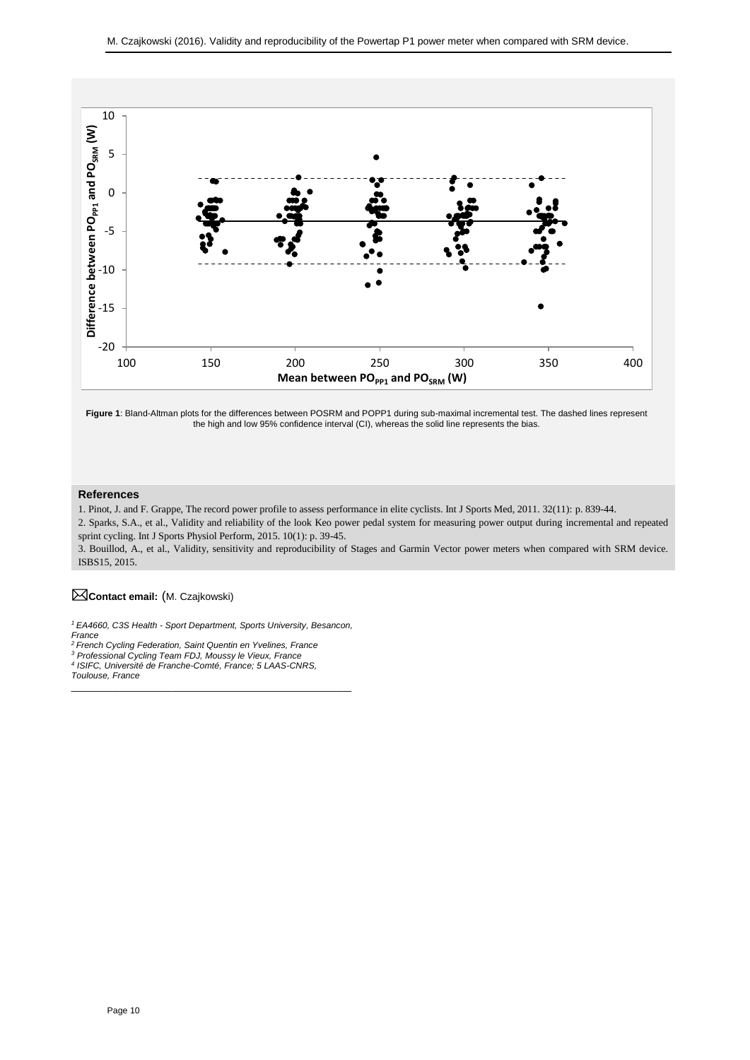10

5

0

-5

-10

-15

-20

100 150 200 250 300 350 400

Difference between $PO_{PP1}$ and $PO_{SRM}$ (W)

Mean between $PO_{PP1}$ and $PO_{SRM}$ (W)

**Figure 1**: Bland-Altman plots for the differences between POSRM and POPP1 during sub-maximal incremental test. The dashed lines represent the high and low 95% confidence interval (CI), whereas the solid line represents the bias.

## References

1. Pinot, J. and F. Grappe, The record power profile to assess performance in elite cyclists. Int J Sports Med, 2011. 32(11): p. 839-44.
2. Sparks, S.A., et al., Validity and reliability of the look Keo power pedal system for measuring power output during incremental and repeated sprint cycling. Int J Sports Physiol Perform, 2015. 10(1): p. 39-45.
3. Bouillod, A., et al., Validity, sensitivity and reproducibility of Stages and Garmin Vector power meters when compared with SRM device. ISBS15, 2015.

✉ **Contact email:** (M. Czajkowski)

*[1] EA4660, C3S Health - Sport Department, Sports University, Besancon, France*
*[2] French Cycling Federation, Saint Quentin en Yvelines, France*
*[3] Professional Cycling Team FDJ, Moussy le Vieux, France*
*[4] ISIFC, Université de Franche-Comté, France; 5 LAAS-CNRS, Toulouse, France*